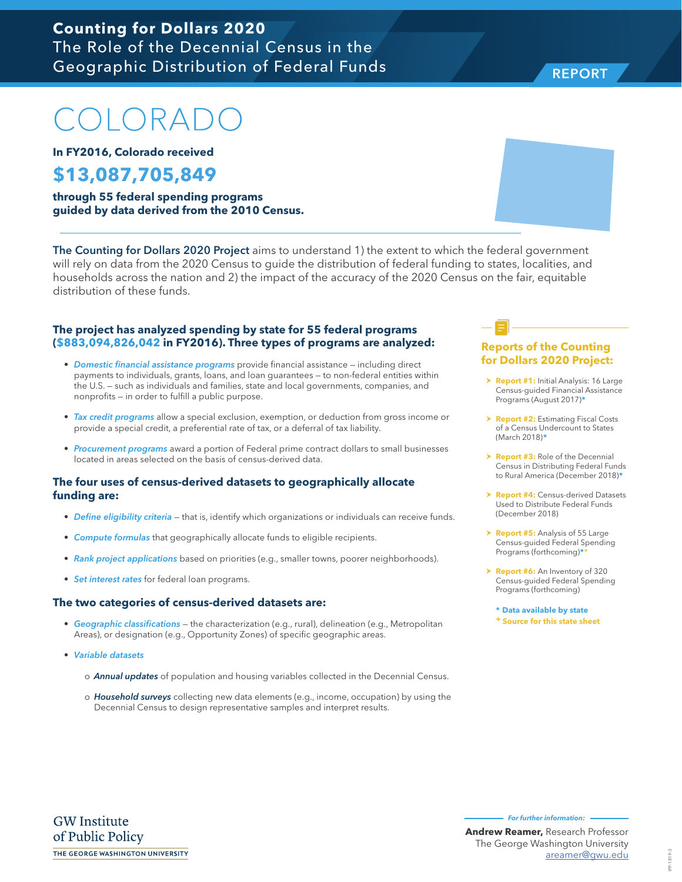**Counting for Dollars 2020**
The Role of the Decennial Census in the Geographic Distribution of Federal Funds

REPORT

# COLORADO

**In FY2016, Colorado received**

## $13,087,705,849

**through 55 federal spending programs guided by data derived from the 2010 Census.**

**The Counting for Dollars 2020 Project** aims to understand 1) the extent to which the federal government will rely on data from the 2020 Census to guide the distribution of federal funding to states, localities, and households across the nation and 2) the impact of the accuracy of the 2020 Census on the fair, equitable distribution of these funds.

### The project has analyzed spending by state for 55 federal programs ($883,094,826,042 in FY2016). Three types of programs are analyzed:

- *Domestic financial assistance programs* provide financial assistance – including direct payments to individuals, grants, loans, and loan guarantees – to non-federal entities within the U.S. – such as individuals and families, state and local governments, companies, and nonprofits – in order to fulfill a public purpose.
- *Tax credit programs* allow a special exclusion, exemption, or deduction from gross income or provide a special credit, a preferential rate of tax, or a deferral of tax liability.
- *Procurement programs* award a portion of Federal prime contract dollars to small businesses located in areas selected on the basis of census-derived data.

### The four uses of census-derived datasets to geographically allocate funding are:

- *Define eligibility criteria* – that is, identify which organizations or individuals can receive funds.
- *Compute formulas* that geographically allocate funds to eligible recipients.
- *Rank project applications* based on priorities (e.g., smaller towns, poorer neighborhoods).
- *Set interest rates* for federal loan programs.

### The two categories of census-derived datasets are:

- *Geographic classifications* – the characterization (e.g., rural), delineation (e.g., Metropolitan Areas), or designation (e.g., Opportunity Zones) of specific geographic areas.
- *Variable datasets*
  - ***Annual updates*** of population and housing variables collected in the Decennial Census.
  - ***Household surveys*** collecting new data elements (e.g., income, occupation) by using the Decennial Census to design representative samples and interpret results.

### Reports of the Counting for Dollars 2020 Project:

- **Report #1:** Initial Analysis: 16 Large Census-guided Financial Assistance Programs (August 2017)*
- **Report #2:** Estimating Fiscal Costs of a Census Undercount to States (March 2018)*
- **Report #3:** Role of the Decennial Census in Distributing Federal Funds to Rural America (December 2018)*
- **Report #4:** Census-derived Datasets Used to Distribute Federal Funds (December 2018)
- **Report #5:** Analysis of 55 Large Census-guided Federal Spending Programs (forthcoming)*+
- **Report #6:** An Inventory of 320 Census-guided Federal Spending Programs (forthcoming)

\* Data available by state
\+ Source for this state sheet

GW Institute of Public Policy
THE GEORGE WASHINGTON UNIVERSITY

*For further information:*
**Andrew Reamer,** Research Professor
The George Washington University
areamer@gwu.edu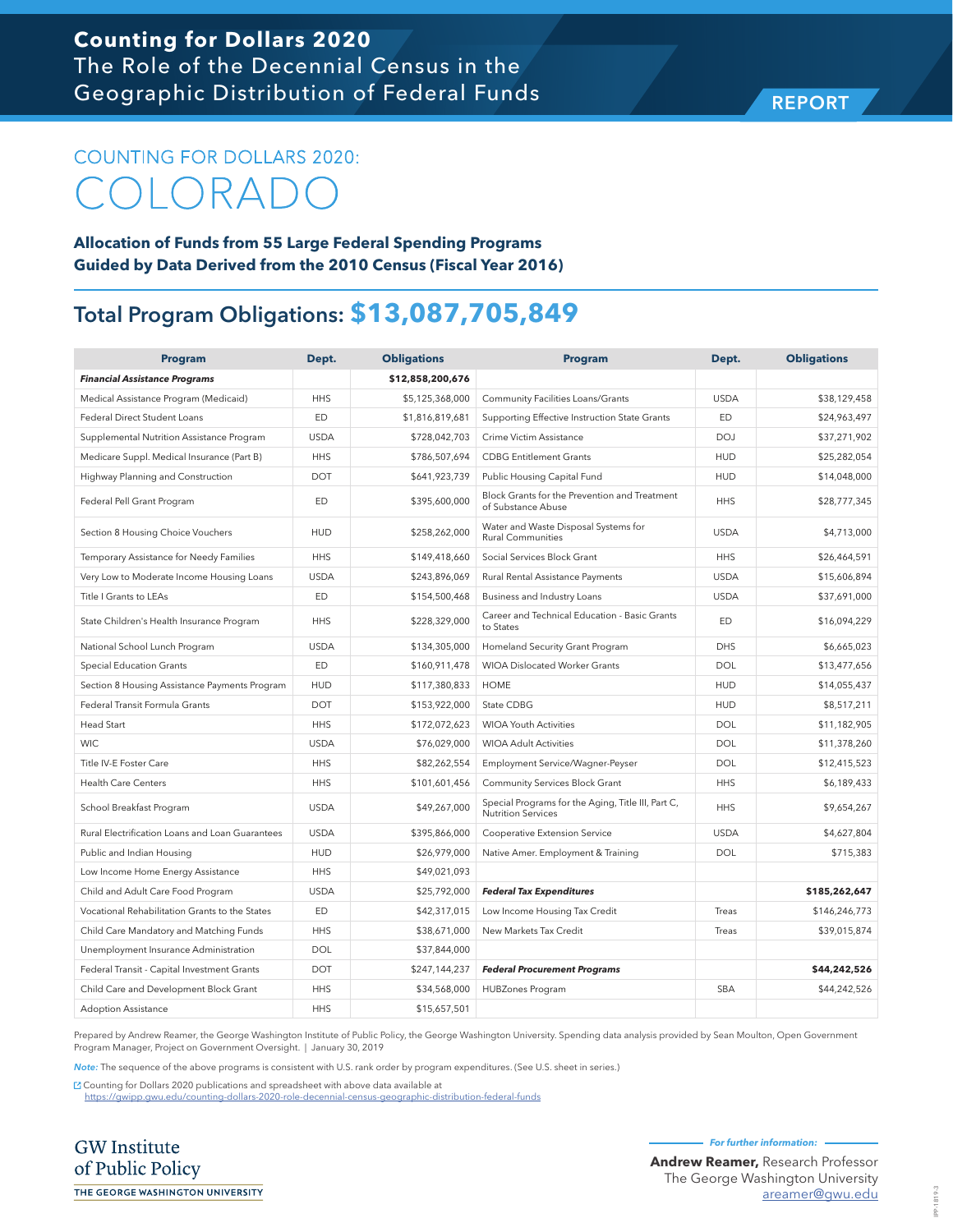Counting for Dollars 2020
The Role of the Decennial Census in the Geographic Distribution of Federal Funds

REPORT

## COUNTING FOR DOLLARS 2020:

# COLORADO

**Allocation of Funds from 55 Large Federal Spending Programs**
**Guided by Data Derived from the 2010 Census (Fiscal Year 2016)**

## Total Program Obligations: **$13,087,705,849**

| Program | Dept. | Obligations | Program | Dept. | Obligations |
|---|---|---|---|---|---|
| ***Financial Assistance Programs*** | | **$12,858,200,676** | | | |
| Medical Assistance Program (Medicaid) | HHS | $5,125,368,000 | Community Facilities Loans/Grants | USDA | $38,129,458 |
| Federal Direct Student Loans | ED | $1,816,819,681 | Supporting Effective Instruction State Grants | ED | $24,963,497 |
| Supplemental Nutrition Assistance Program | USDA | $728,042,703 | Crime Victim Assistance | DOJ | $37,271,902 |
| Medicare Suppl. Medical Insurance (Part B) | HHS | $786,507,694 | CDBG Entitlement Grants | HUD | $25,282,054 |
| Highway Planning and Construction | DOT | $641,923,739 | Public Housing Capital Fund | HUD | $14,048,000 |
| Federal Pell Grant Program | ED | $395,600,000 | Block Grants for the Prevention and Treatment of Substance Abuse | HHS | $28,777,345 |
| Section 8 Housing Choice Vouchers | HUD | $258,262,000 | Water and Waste Disposal Systems for Rural Communities | USDA | $4,713,000 |
| Temporary Assistance for Needy Families | HHS | $149,418,660 | Social Services Block Grant | HHS | $26,464,591 |
| Very Low to Moderate Income Housing Loans | USDA | $243,896,069 | Rural Rental Assistance Payments | USDA | $15,606,894 |
| Title I Grants to LEAs | ED | $154,500,468 | Business and Industry Loans | USDA | $37,691,000 |
| State Children's Health Insurance Program | HHS | $228,329,000 | Career and Technical Education - Basic Grants to States | ED | $16,094,229 |
| National School Lunch Program | USDA | $134,305,000 | Homeland Security Grant Program | DHS | $6,665,023 |
| Special Education Grants | ED | $160,911,478 | WIOA Dislocated Worker Grants | DOL | $13,477,656 |
| Section 8 Housing Assistance Payments Program | HUD | $117,380,833 | HOME | HUD | $14,055,437 |
| Federal Transit Formula Grants | DOT | $153,922,000 | State CDBG | HUD | $8,517,211 |
| Head Start | HHS | $172,072,623 | WIOA Youth Activities | DOL | $11,182,905 |
| WIC | USDA | $76,029,000 | WIOA Adult Activities | DOL | $11,378,260 |
| Title IV-E Foster Care | HHS | $82,262,554 | Employment Service/Wagner-Peyser | DOL | $12,415,523 |
| Health Care Centers | HHS | $101,601,456 | Community Services Block Grant | HHS | $6,189,433 |
| School Breakfast Program | USDA | $49,267,000 | Special Programs for the Aging, Title III, Part C, Nutrition Services | HHS | $9,654,267 |
| Rural Electrification Loans and Loan Guarantees | USDA | $395,866,000 | Cooperative Extension Service | USDA | $4,627,804 |
| Public and Indian Housing | HUD | $26,979,000 | Native Amer. Employment & Training | DOL | $715,383 |
| Low Income Home Energy Assistance | HHS | $49,021,093 | | | |
| Child and Adult Care Food Program | USDA | $25,792,000 | ***Federal Tax Expenditures*** | | **$185,262,647** |
| Vocational Rehabilitation Grants to the States | ED | $42,317,015 | Low Income Housing Tax Credit | Treas | $146,246,773 |
| Child Care Mandatory and Matching Funds | HHS | $38,671,000 | New Markets Tax Credit | Treas | $39,015,874 |
| Unemployment Insurance Administration | DOL | $37,844,000 | | | |
| Federal Transit - Capital Investment Grants | DOT | $247,144,237 | ***Federal Procurement Programs*** | | **$44,242,526** |
| Child Care and Development Block Grant | HHS | $34,568,000 | HUBZones Program | SBA | $44,242,526 |
| Adoption Assistance | HHS | $15,657,501 | | | |

Prepared by Andrew Reamer, the George Washington Institute of Public Policy, the George Washington University. Spending data analysis provided by Sean Moulton, Open Government Program Manager, Project on Government Oversight. | January 30, 2019

*Note:* The sequence of the above programs is consistent with U.S. rank order by program expenditures. (See U.S. sheet in series.)

Counting for Dollars 2020 publications and spreadsheet with above data available at
https://gwipp.gwu.edu/counting-dollars-2020-role-decennial-census-geographic-distribution-federal-funds

GW Institute of Public Policy
THE GEORGE WASHINGTON UNIVERSITY

*For further information:*

**Andrew Reamer,** Research Professor
The George Washington University
areamer@gwu.edu

IPP-1819-3